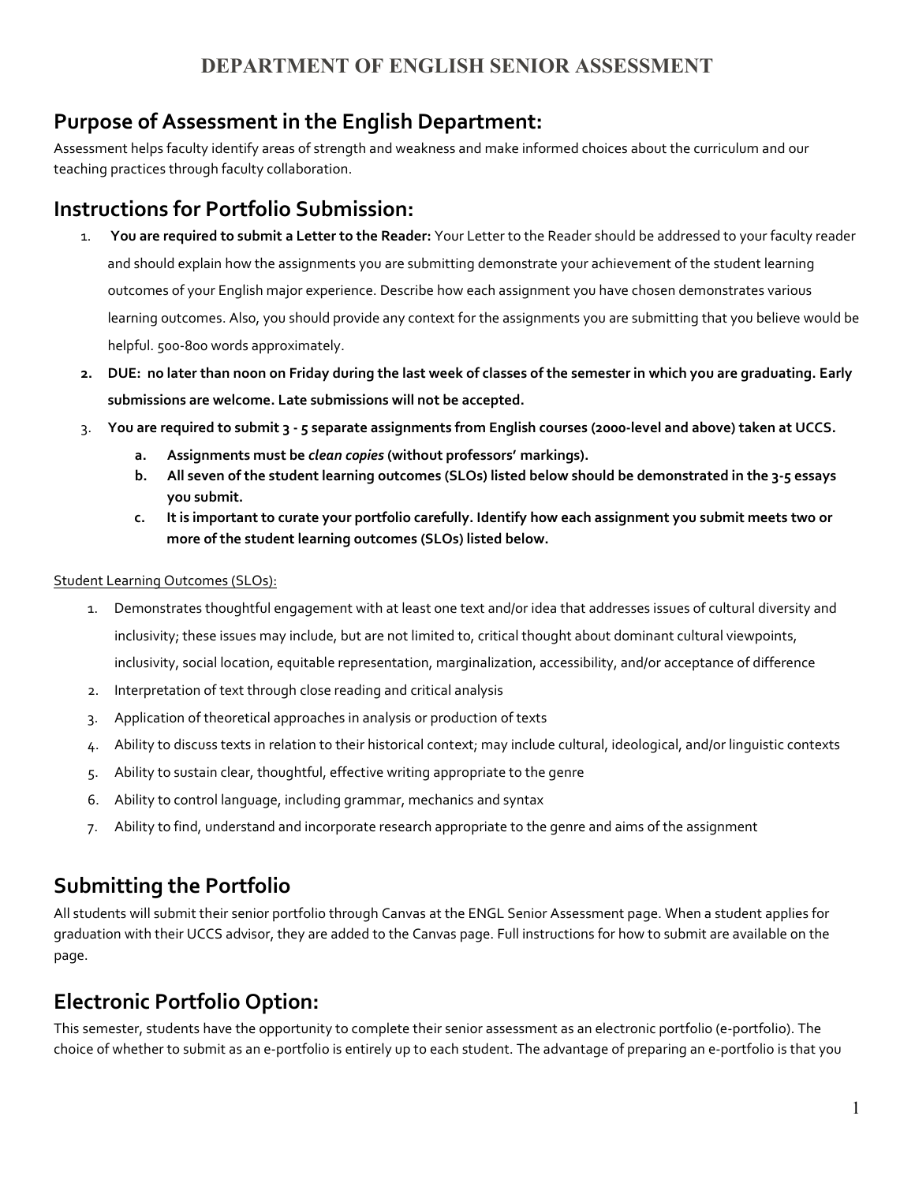# DEPARTMENT OF ENGLISH SENIOR ASSESSMENT

## Purpose of Assessment in the English Department:

Assessment helps faculty identify areas of strength and weakness and make informed choices about the curriculum and our teaching practices through faculty collaboration.

## Instructions for Portfolio Submission:

1. **You are required to submit a Letter to the Reader:** Your Letter to the Reader should be addressed to your faculty reader and should explain how the assignments you are submitting demonstrate your achievement of the student learning outcomes of your English major experience. Describe how each assignment you have chosen demonstrates various learning outcomes. Also, you should provide any context for the assignments you are submitting that you believe would be helpful. 500-800 words approximately.
2. **DUE: no later than noon on Friday during the last week of classes of the semester in which you are graduating. Early submissions are welcome. Late submissions will not be accepted.**
3. **You are required to submit 3 - 5 separate assignments from English courses (2000-level and above) taken at UCCS.**
   a. **Assignments must be *clean copies* (without professors' markings).**
   b. **All seven of the student learning outcomes (SLOs) listed below should be demonstrated in the 3-5 essays you submit.**
   c. **It is important to curate your portfolio carefully. Identify how each assignment you submit meets two or more of the student learning outcomes (SLOs) listed below.**

Student Learning Outcomes (SLOs):

1. Demonstrates thoughtful engagement with at least one text and/or idea that addresses issues of cultural diversity and inclusivity; these issues may include, but are not limited to, critical thought about dominant cultural viewpoints, inclusivity, social location, equitable representation, marginalization, accessibility, and/or acceptance of difference
2. Interpretation of text through close reading and critical analysis
3. Application of theoretical approaches in analysis or production of texts
4. Ability to discuss texts in relation to their historical context; may include cultural, ideological, and/or linguistic contexts
5. Ability to sustain clear, thoughtful, effective writing appropriate to the genre
6. Ability to control language, including grammar, mechanics and syntax
7. Ability to find, understand and incorporate research appropriate to the genre and aims of the assignment

## Submitting the Portfolio

All students will submit their senior portfolio through Canvas at the ENGL Senior Assessment page. When a student applies for graduation with their UCCS advisor, they are added to the Canvas page. Full instructions for how to submit are available on the page.

## Electronic Portfolio Option:

This semester, students have the opportunity to complete their senior assessment as an electronic portfolio (e-portfolio). The choice of whether to submit as an e-portfolio is entirely up to each student. The advantage of preparing an e-portfolio is that you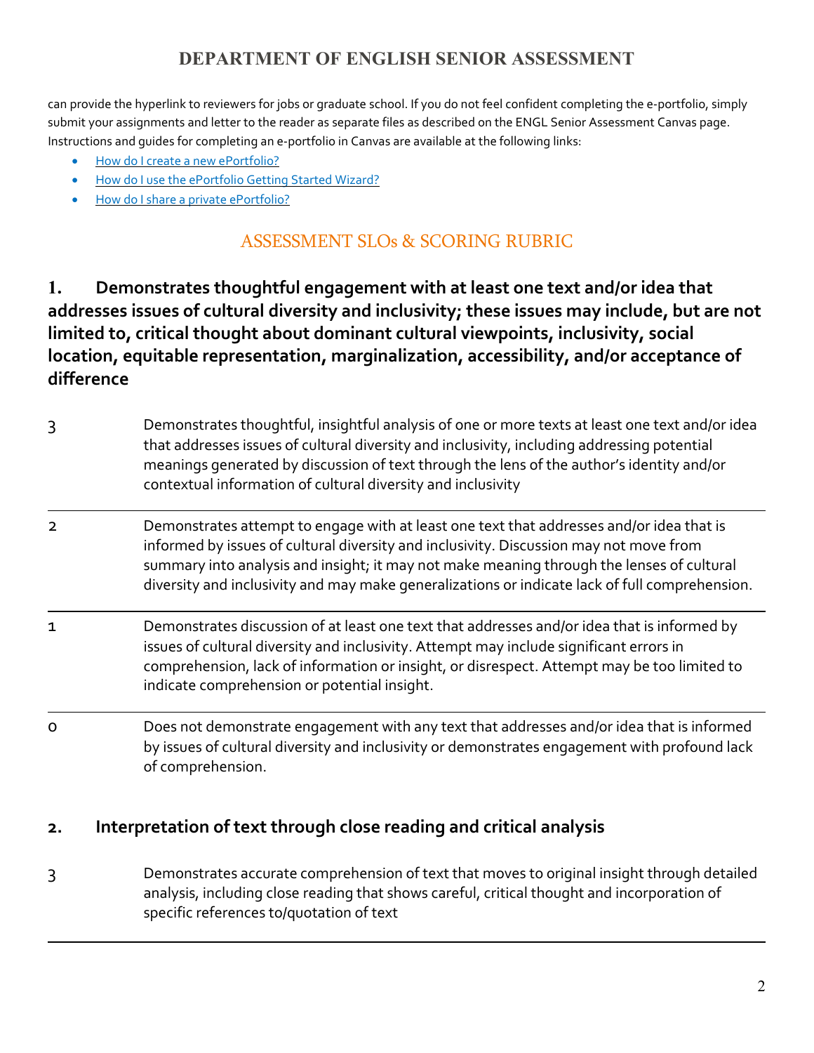can provide the hyperlink to reviewers for jobs or graduate school. If you do not feel confident completing the e-portfolio, simply submit your assignments and letter to the reader as separate files as described on the ENGL Senior Assessment Canvas page. Instructions and guides for completing an e-portfolio in Canvas are available at the following links:

- How do I create a new ePortfolio?
- How do I use the ePortfolio Getting Started Wizard?
- How do I share a private ePortfolio?

## ASSESSMENT SLOs & SCORING RUBRIC

### 1. Demonstrates thoughtful engagement with at least one text and/or idea that addresses issues of cultural diversity and inclusivity; these issues may include, but are not limited to, critical thought about dominant cultural viewpoints, inclusivity, social location, equitable representation, marginalization, accessibility, and/or acceptance of difference

| Score | Description |
|---|---|
| 3 | Demonstrates thoughtful, insightful analysis of one or more texts at least one text and/or idea that addresses issues of cultural diversity and inclusivity, including addressing potential meanings generated by discussion of text through the lens of the author's identity and/or contextual information of cultural diversity and inclusivity |
| 2 | Demonstrates attempt to engage with at least one text that addresses and/or idea that is informed by issues of cultural diversity and inclusivity. Discussion may not move from summary into analysis and insight; it may not make meaning through the lenses of cultural diversity and inclusivity and may make generalizations or indicate lack of full comprehension. |
| 1 | Demonstrates discussion of at least one text that addresses and/or idea that is informed by issues of cultural diversity and inclusivity. Attempt may include significant errors in comprehension, lack of information or insight, or disrespect. Attempt may be too limited to indicate comprehension or potential insight. |
| 0 | Does not demonstrate engagement with any text that addresses and/or idea that is informed by issues of cultural diversity and inclusivity or demonstrates engagement with profound lack of comprehension. |

### 2. Interpretation of text through close reading and critical analysis

| Score | Description |
|---|---|
| 3 | Demonstrates accurate comprehension of text that moves to original insight through detailed analysis, including close reading that shows careful, critical thought and incorporation of specific references to/quotation of text |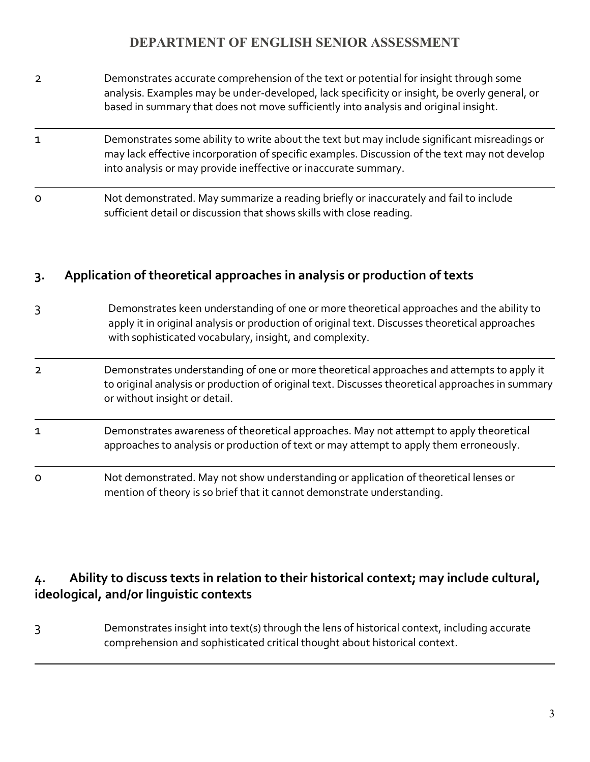| Score | Description |
|---|---|
| 2 | Demonstrates accurate comprehension of the text or potential for insight through some analysis. Examples may be under-developed, lack specificity or insight, be overly general, or based in summary that does not move sufficiently into analysis and original insight. |
| 1 | Demonstrates some ability to write about the text but may include significant misreadings or may lack effective incorporation of specific examples. Discussion of the text may not develop into analysis or may provide ineffective or inaccurate summary. |
| 0 | Not demonstrated. May summarize a reading briefly or inaccurately and fail to include sufficient detail or discussion that shows skills with close reading. |

## 3. Application of theoretical approaches in analysis or production of texts

| Score | Description |
|---|---|
| 3 | Demonstrates keen understanding of one or more theoretical approaches and the ability to apply it in original analysis or production of original text. Discusses theoretical approaches with sophisticated vocabulary, insight, and complexity. |
| 2 | Demonstrates understanding of one or more theoretical approaches and attempts to apply it to original analysis or production of original text. Discusses theoretical approaches in summary or without insight or detail. |
| 1 | Demonstrates awareness of theoretical approaches. May not attempt to apply theoretical approaches to analysis or production of text or may attempt to apply them erroneously. |
| 0 | Not demonstrated. May not show understanding or application of theoretical lenses or mention of theory is so brief that it cannot demonstrate understanding. |

## 4. Ability to discuss texts in relation to their historical context; may include cultural, ideological, and/or linguistic contexts

| Score | Description |
|---|---|
| 3 | Demonstrates insight into text(s) through the lens of historical context, including accurate comprehension and sophisticated critical thought about historical context. |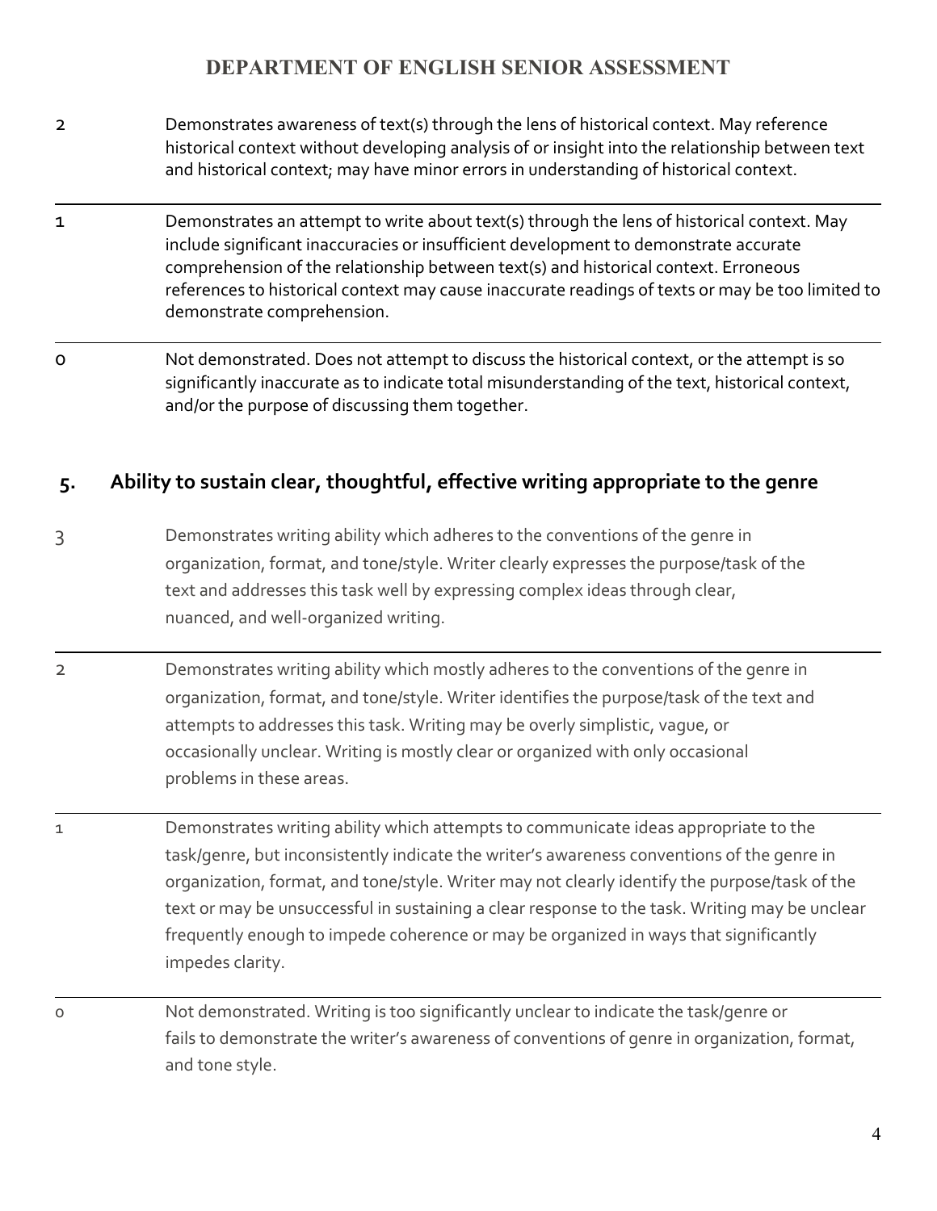| Score | Description |
|---|---|
| 2 | Demonstrates awareness of text(s) through the lens of historical context. May reference historical context without developing analysis of or insight into the relationship between text and historical context; may have minor errors in understanding of historical context. |
| 1 | Demonstrates an attempt to write about text(s) through the lens of historical context. May include significant inaccuracies or insufficient development to demonstrate accurate comprehension of the relationship between text(s) and historical context. Erroneous references to historical context may cause inaccurate readings of texts or may be too limited to demonstrate comprehension. |
| 0 | Not demonstrated. Does not attempt to discuss the historical context, or the attempt is so significantly inaccurate as to indicate total misunderstanding of the text, historical context, and/or the purpose of discussing them together. |

## 5. Ability to sustain clear, thoughtful, effective writing appropriate to the genre

| Score | Description |
|---|---|
| 3 | Demonstrates writing ability which adheres to the conventions of the genre in organization, format, and tone/style. Writer clearly expresses the purpose/task of the text and addresses this task well by expressing complex ideas through clear, nuanced, and well-organized writing. |
| 2 | Demonstrates writing ability which mostly adheres to the conventions of the genre in organization, format, and tone/style. Writer identifies the purpose/task of the text and attempts to addresses this task. Writing may be overly simplistic, vague, or occasionally unclear. Writing is mostly clear or organized with only occasional problems in these areas. |
| 1 | Demonstrates writing ability which attempts to communicate ideas appropriate to the task/genre, but inconsistently indicate the writer's awareness conventions of the genre in organization, format, and tone/style. Writer may not clearly identify the purpose/task of the text or may be unsuccessful in sustaining a clear response to the task. Writing may be unclear frequently enough to impede coherence or may be organized in ways that significantly impedes clarity. |
| 0 | Not demonstrated. Writing is too significantly unclear to indicate the task/genre or fails to demonstrate the writer's awareness of conventions of genre in organization, format, and tone style. |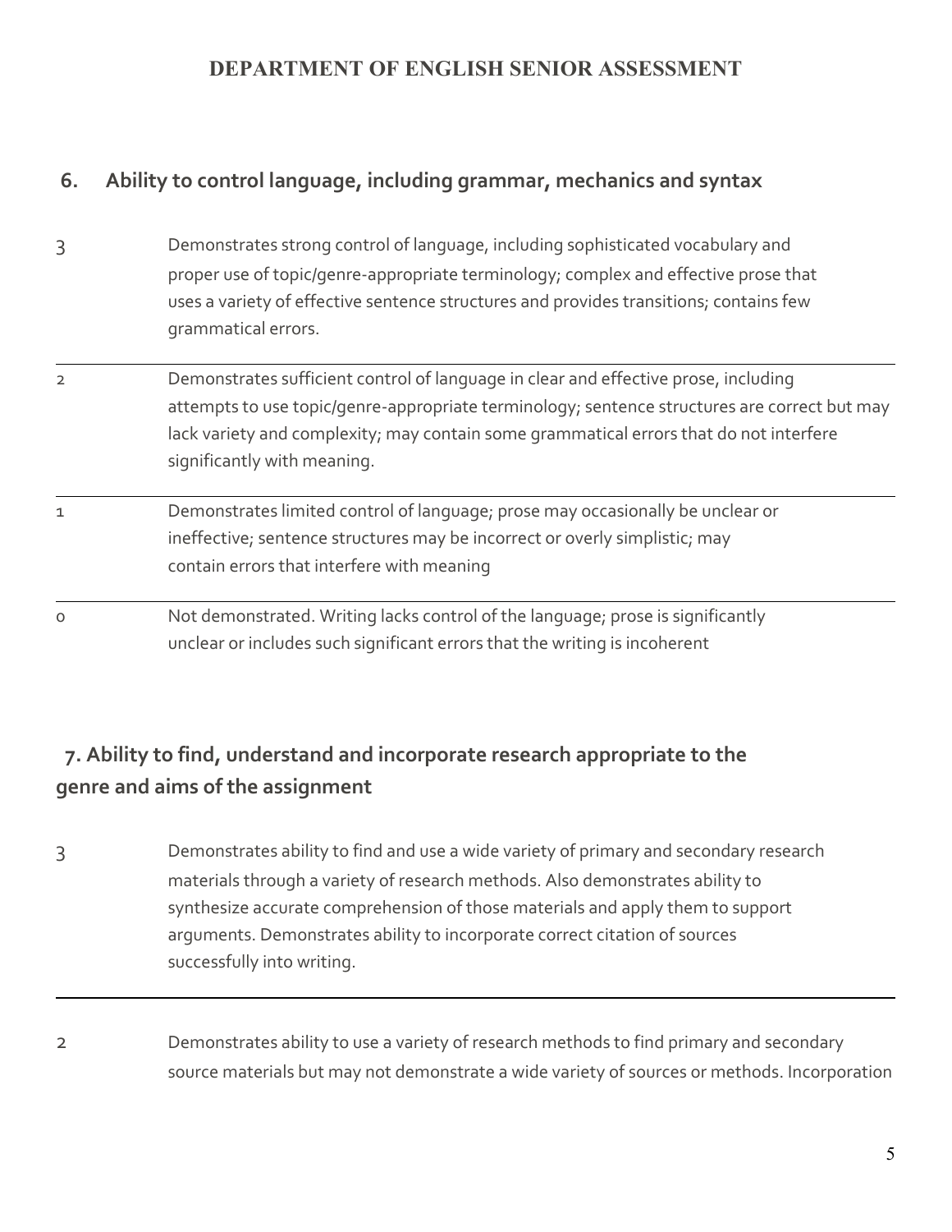## 6. Ability to control language, including grammar, mechanics and syntax

| Score | Description |
|---|---|
| 3 | Demonstrates strong control of language, including sophisticated vocabulary and proper use of topic/genre-appropriate terminology; complex and effective prose that uses a variety of effective sentence structures and provides transitions; contains few grammatical errors. |
| 2 | Demonstrates sufficient control of language in clear and effective prose, including attempts to use topic/genre-appropriate terminology; sentence structures are correct but may lack variety and complexity; may contain some grammatical errors that do not interfere significantly with meaning. |
| 1 | Demonstrates limited control of language; prose may occasionally be unclear or ineffective; sentence structures may be incorrect or overly simplistic; may contain errors that interfere with meaning |
| 0 | Not demonstrated. Writing lacks control of the language; prose is significantly unclear or includes such significant errors that the writing is incoherent |

## 7. Ability to find, understand and incorporate research appropriate to the genre and aims of the assignment

| Score | Description |
|---|---|
| 3 | Demonstrates ability to find and use a wide variety of primary and secondary research materials through a variety of research methods. Also demonstrates ability to synthesize accurate comprehension of those materials and apply them to support arguments. Demonstrates ability to incorporate correct citation of sources successfully into writing. |
| 2 | Demonstrates ability to use a variety of research methods to find primary and secondary source materials but may not demonstrate a wide variety of sources or methods. Incorporation |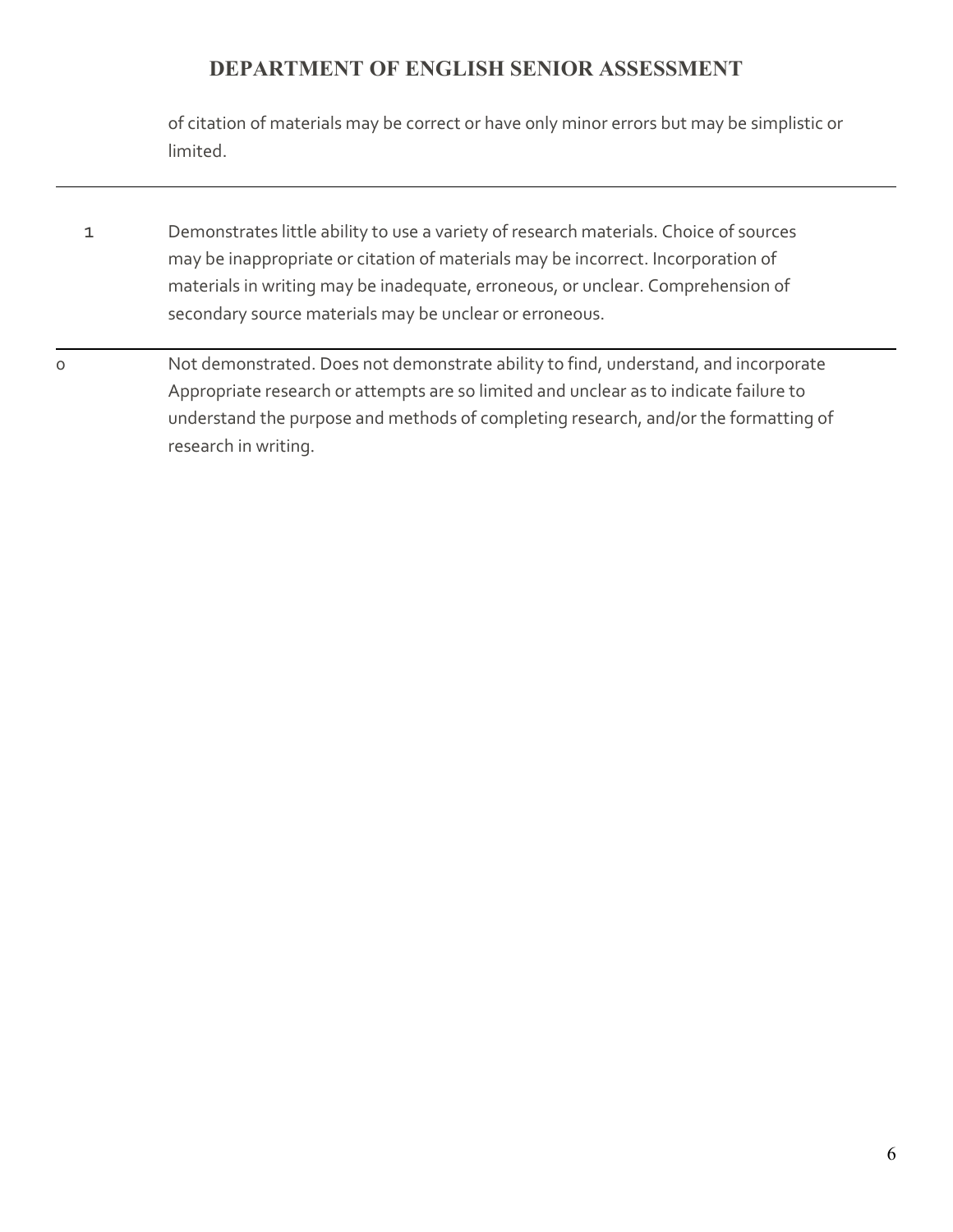| | |
|---|---|
| | of citation of materials may be correct or have only minor errors but may be simplistic or limited. |
| 1 | Demonstrates little ability to use a variety of research materials. Choice of sources may be inappropriate or citation of materials may be incorrect. Incorporation of materials in writing may be inadequate, erroneous, or unclear. Comprehension of secondary source materials may be unclear or erroneous. |
| 0 | Not demonstrated. Does not demonstrate ability to find, understand, and incorporate Appropriate research or attempts are so limited and unclear as to indicate failure to understand the purpose and methods of completing research, and/or the formatting of research in writing. |